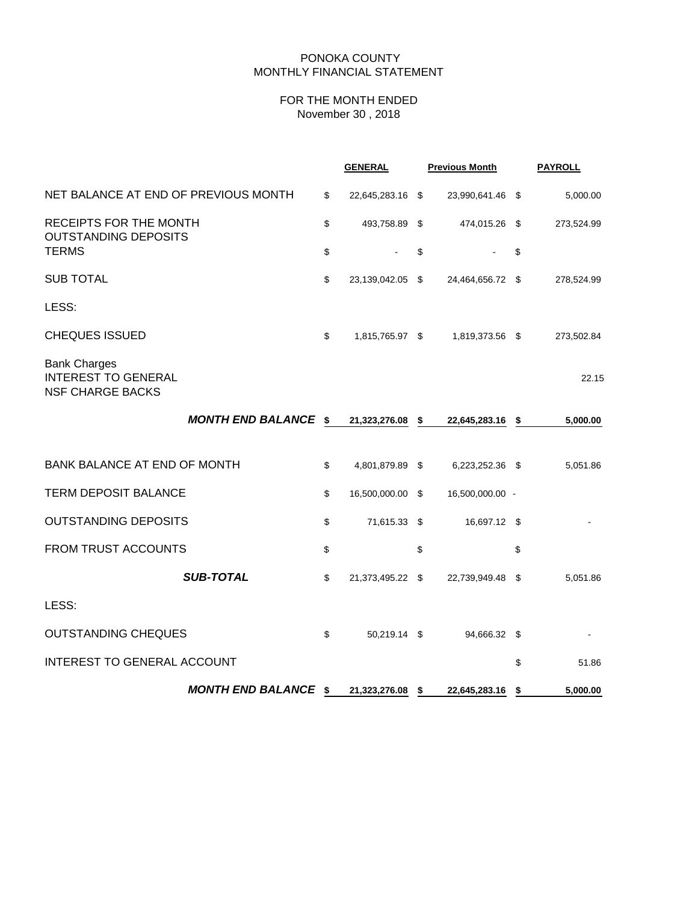# PONOKA COUNTY
## MONTHLY FINANCIAL STATEMENT

### FOR THE MONTH ENDED
### November 30 , 2018

| | GENERAL | Previous Month | PAYROLL |
|---|---|---|---|
| NET BALANCE AT END OF PREVIOUS MONTH | $ 22,645,283.16 | $ 23,990,641.46 | $ 5,000.00 |
| RECEIPTS FOR THE MONTH | $ 493,758.89 | $ 474,015.26 | $ 273,524.99 |
| OUTSTANDING DEPOSITS<br>TERMS | $ - | $ - | $ |
| SUB TOTAL | $ 23,139,042.05 | $ 24,464,656.72 | $ 278,524.99 |
| LESS: | | | |
| CHEQUES ISSUED | $ 1,815,765.97 | $ 1,819,373.56 | $ 273,502.84 |
| Bank Charges<br>INTEREST TO GENERAL<br>NSF CHARGE BACKS | | | 22.15 |
| ***MONTH END BALANCE*** | **$ 21,323,276.08** | **$ 22,645,283.16** | **$ 5,000.00** |
| BANK BALANCE AT END OF MONTH | $ 4,801,879.89 | $ 6,223,252.36 | $ 5,051.86 |
| TERM DEPOSIT BALANCE | $ 16,500,000.00 | $ 16,500,000.00 | - |
| OUTSTANDING DEPOSITS | $ 71,615.33 | $ 16,697.12 | $ - |
| FROM TRUST ACCOUNTS | $ | $ | $ |
| ***SUB-TOTAL*** | $ 21,373,495.22 | $ 22,739,949.48 | $ 5,051.86 |
| LESS: | | | |
| OUTSTANDING CHEQUES | $ 50,219.14 | $ 94,666.32 | $ - |
| INTEREST TO GENERAL ACCOUNT | | | $ 51.86 |
| ***MONTH END BALANCE*** | **$ 21,323,276.08** | **$ 22,645,283.16** | **$ 5,000.00** |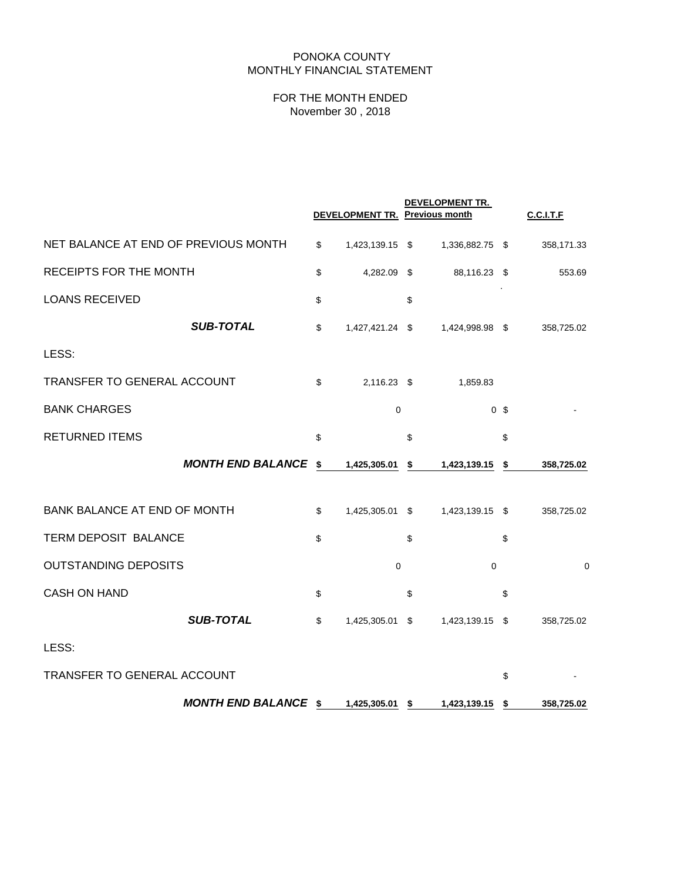PONOKA COUNTY
MONTHLY FINANCIAL STATEMENT

FOR THE MONTH ENDED
November 30 , 2018

| | DEVELOPMENT TR. | DEVELOPMENT TR. Previous month | C.C.I.T.F |
|---|---|---|---|
| NET BALANCE AT END OF PREVIOUS MONTH | $ 1,423,139.15 | $ 1,336,882.75 | $ 358,171.33 |
| RECEIPTS FOR THE MONTH | $ 4,282.09 | $ 88,116.23 | $ 553.69 |
| LOANS RECEIVED | $ | $ | |
| ***SUB-TOTAL*** | $ 1,427,421.24 | $ 1,424,998.98 | $ 358,725.02 |
| LESS: | | | |
| TRANSFER TO GENERAL ACCOUNT | $ 2,116.23 | $ 1,859.83 | |
| BANK CHARGES | 0 | 0 | $ - |
| RETURNED ITEMS | $ | $ | $ |
| ***MONTH END BALANCE*** | **$ 1,425,305.01** | **$ 1,423,139.15** | **$ 358,725.02** |
| BANK BALANCE AT END OF MONTH | $ 1,425,305.01 | $ 1,423,139.15 | $ 358,725.02 |
| TERM DEPOSIT BALANCE | $ | $ | $ |
| OUTSTANDING DEPOSITS | 0 | 0 | 0 |
| CASH ON HAND | $ | $ | $ |
| ***SUB-TOTAL*** | $ 1,425,305.01 | $ 1,423,139.15 | $ 358,725.02 |
| LESS: | | | |
| TRANSFER TO GENERAL ACCOUNT | | | $ - |
| ***MONTH END BALANCE*** | **$ 1,425,305.01** | **$ 1,423,139.15** | **$ 358,725.02** |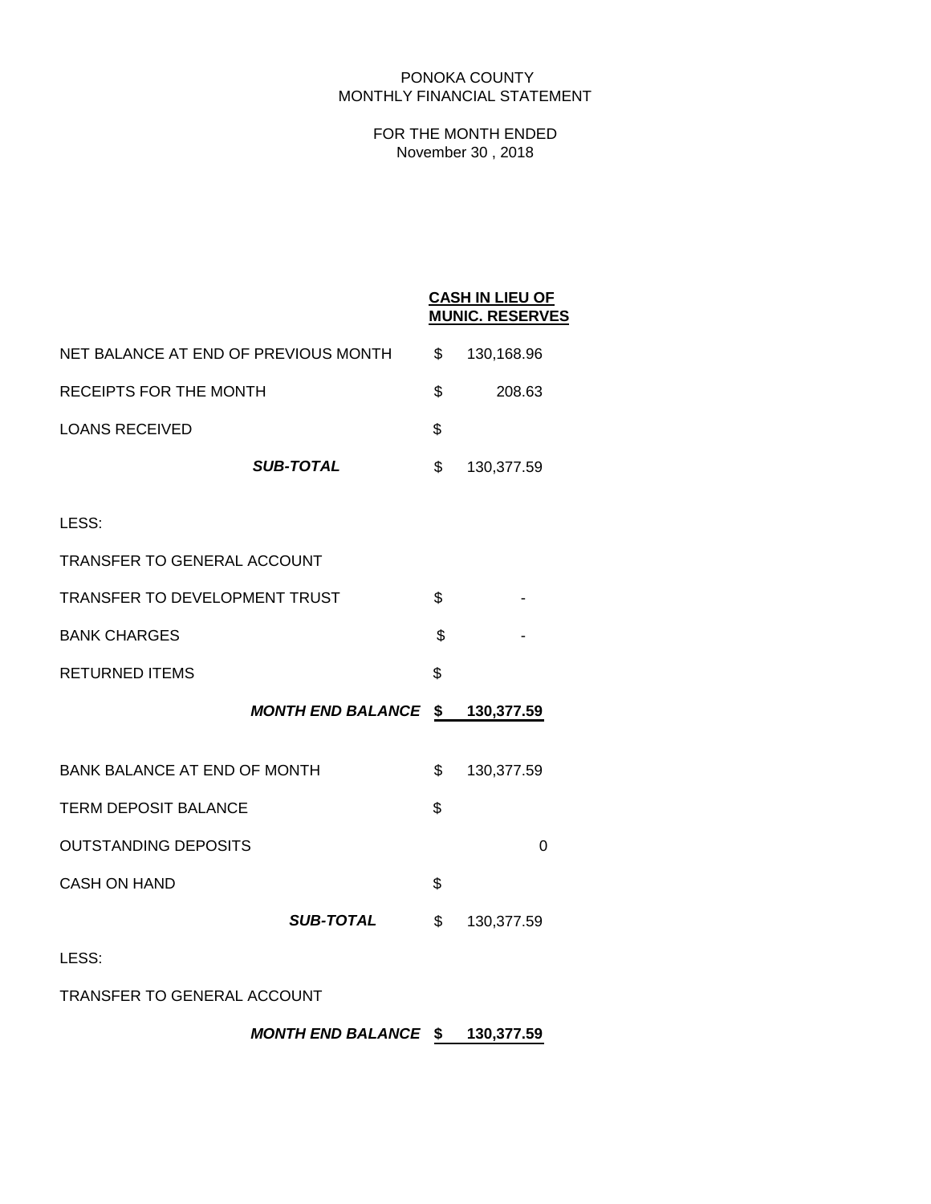PONOKA COUNTY
MONTHLY FINANCIAL STATEMENT

FOR THE MONTH ENDED
November 30 , 2018

| | | CASH IN LIEU OF MUNIC. RESERVES |
|---|---|---|
| NET BALANCE AT END OF PREVIOUS MONTH | $ | 130,168.96 |
| RECEIPTS FOR THE MONTH | $ | 208.63 |
| LOANS RECEIVED | $ | |
| ***SUB-TOTAL*** | $ | 130,377.59 |
| LESS: | | |
| TRANSFER TO GENERAL ACCOUNT | | |
| TRANSFER TO DEVELOPMENT TRUST | $ | - |
| BANK CHARGES | $ | - |
| RETURNED ITEMS | $ | |
| ***MONTH END BALANCE*** | **$** | **130,377.59** |
| BANK BALANCE AT END OF MONTH | $ | 130,377.59 |
| TERM DEPOSIT BALANCE | $ | |
| OUTSTANDING DEPOSITS | | 0 |
| CASH ON HAND | $ | |
| ***SUB-TOTAL*** | $ | 130,377.59 |
| LESS: | | |
| TRANSFER TO GENERAL ACCOUNT | | |
| ***MONTH END BALANCE*** | **$** | **130,377.59** |